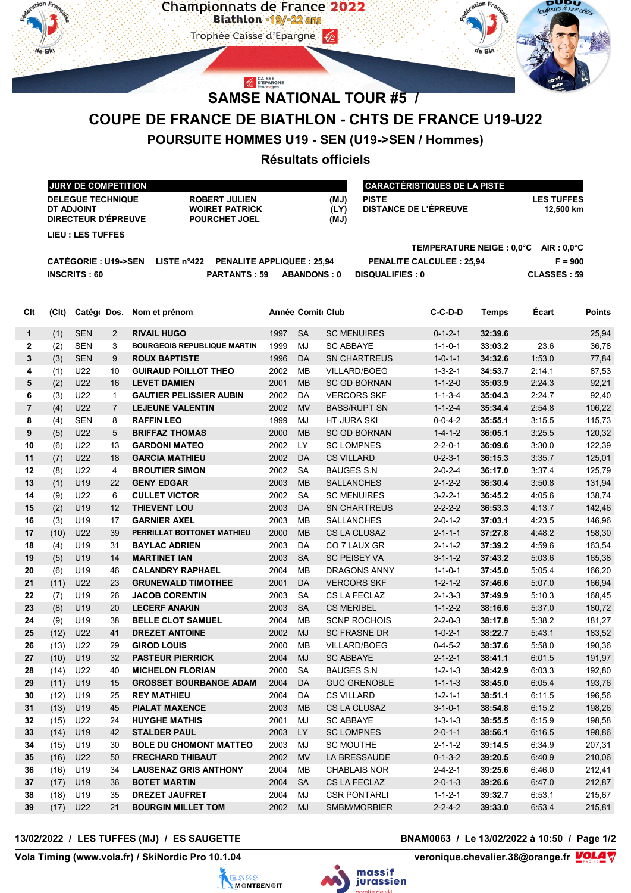Championnats de France 2022
Biathlon 19/-22 ans
Trophée Caisse d'Epargne

# SAMSE NATIONAL TOUR #5 /

# COUPE DE FRANCE DE BIATHLON - CHTS DE FRANCE U19-U22

## POURSUITE HOMMES U19 - SEN (U19->SEN / Hommes)

## Résultats officiels

| JURY DE COMPETITION | | |
|---|---|---|
| DELEGUE TECHNIQUE | ROBERT JULIEN | (MJ) |
| DT ADJOINT | WOIRET PATRICK | (LY) |
| DIRECTEUR D'ÉPREUVE | POURCHET JOEL | (MJ) |

| CARACTÉRISTIQUES DE LA PISTE | |
|---|---|
| PISTE | LES TUFFES |
| DISTANCE DE L'ÉPREUVE | 12,500 km |

LIEU : LES TUFFES

TEMPERATURE NEIGE : 0,0°C AIR : 0,0°C

CATÉGORIE : U19->SEN LISTE n°422 PENALITE APPLIQUEE : 25,94 PENALITE CALCULEE : 25,94 F = 900

INSCRITS : 60 PARTANTS : 59 ABANDONS : 0 DISQUALIFIES : 0 CLASSES : 59

| Clt | (Clt) | Catégo | Dos. | Nom et prénom | Année | Comité | Club | C-C-D-D | Temps | Écart | Points |
|---|---|---|---|---|---|---|---|---|---|---|---|
| 1 | (1) | SEN | 2 | RIVAIL HUGO | 1997 | SA | SC MENUIRES | 0-1-2-1 | 32:39.6 | | 25,94 |
| 2 | (2) | SEN | 3 | BOURGEOIS REPUBLIQUE MARTIN | 1999 | MJ | SC ABBAYE | 1-1-0-1 | 33:03.2 | 23.6 | 36,78 |
| 3 | (3) | SEN | 9 | ROUX BAPTISTE | 1996 | DA | SN CHARTREUS | 1-0-1-1 | 34:32.6 | 1:53.0 | 77,84 |
| 4 | (1) | U22 | 10 | GUIRAUD POILLOT THEO | 2002 | MB | VILLARD/BOEG | 1-3-2-1 | 34:53.7 | 2:14.1 | 87,53 |
| 5 | (2) | U22 | 16 | LEVET DAMIEN | 2001 | MB | SC GD BORNAN | 1-1-2-0 | 35:03.9 | 2:24.3 | 92,21 |
| 6 | (3) | U22 | 1 | GAUTIER PELISSIER AUBIN | 2002 | DA | VERCORS SKF | 1-1-3-4 | 35:04.3 | 2:24.7 | 92,40 |
| 7 | (4) | U22 | 7 | LEJEUNE VALENTIN | 2002 | MV | BASS/RUPT SN | 1-1-2-4 | 35:34.4 | 2:54.8 | 106,22 |
| 8 | (4) | SEN | 8 | RAFFIN LEO | 1999 | MJ | HT JURA SKI | 0-0-4-2 | 35:55.1 | 3:15.5 | 115,73 |
| 9 | (5) | U22 | 5 | BRIFFAZ THOMAS | 2000 | MB | SC GD BORNAN | 1-4-1-2 | 36:05.1 | 3:25.5 | 120,32 |
| 10 | (6) | U22 | 13 | GARDONI MATEO | 2002 | LY | SC LOMPNES | 2-2-0-1 | 36:09.6 | 3:30.0 | 122,39 |
| 11 | (7) | U22 | 18 | GARCIA MATHIEU | 2002 | DA | CS VILLARD | 0-2-3-1 | 36:15.3 | 3:35.7 | 125,01 |
| 12 | (8) | U22 | 4 | BROUTIER SIMON | 2002 | SA | BAUGES S.N | 2-0-2-4 | 36:17.0 | 3:37.4 | 125,79 |
| 13 | (1) | U19 | 22 | GENY EDGAR | 2003 | MB | SALLANCHES | 2-1-2-2 | 36:30.4 | 3:50.8 | 131,94 |
| 14 | (9) | U22 | 6 | CULLET VICTOR | 2002 | SA | SC MENUIRES | 3-2-2-1 | 36:45.2 | 4:05.6 | 138,74 |
| 15 | (2) | U19 | 12 | THIEVENT LOU | 2003 | DA | SN CHARTREUS | 2-2-2-2 | 36:53.3 | 4:13.7 | 142,46 |
| 16 | (3) | U19 | 17 | GARNIER AXEL | 2003 | MB | SALLANCHES | 2-0-1-2 | 37:03.1 | 4:23.5 | 146,96 |
| 17 | (10) | U22 | 39 | PERRILLAT BOTTONET MATHIEU | 2000 | MB | CS LA CLUSAZ | 2-1-1-1 | 37:27.8 | 4:48.2 | 158,30 |
| 18 | (4) | U19 | 31 | BAYLAC ADRIEN | 2003 | DA | CO 7 LAUX GR | 2-1-1-2 | 37:39.2 | 4:59.6 | 163,54 |
| 19 | (5) | U19 | 14 | MARTINET IAN | 2003 | SA | SC PEISEY VA | 3-1-1-2 | 37:43.2 | 5:03.6 | 165,38 |
| 20 | (6) | U19 | 46 | CALANDRY RAPHAEL | 2004 | MB | DRAGONS ANNY | 1-1-0-1 | 37:45.0 | 5:05.4 | 166,20 |
| 21 | (11) | U22 | 23 | GRUNEWALD TIMOTHEE | 2001 | DA | VERCORS SKF | 1-2-1-2 | 37:46.6 | 5:07.0 | 166,94 |
| 22 | (7) | U19 | 26 | JACOB CORENTIN | 2003 | SA | CS LA FECLAZ | 2-1-3-3 | 37:49.9 | 5:10.3 | 168,45 |
| 23 | (8) | U19 | 20 | LECERF ANAKIN | 2003 | SA | CS MERIBEL | 1-1-2-2 | 38:16.6 | 5:37.0 | 180,72 |
| 24 | (9) | U19 | 38 | BELLE CLOT SAMUEL | 2004 | MB | SCNP ROCHOIS | 2-2-0-3 | 38:17.8 | 5:38.2 | 181,27 |
| 25 | (12) | U22 | 41 | DREZET ANTOINE | 2002 | MJ | SC FRASNE DR | 1-0-2-1 | 38:22.7 | 5:43.1 | 183,52 |
| 26 | (13) | U22 | 29 | GIROD LOUIS | 2000 | MB | VILLARD/BOEG | 0-4-5-2 | 38:37.6 | 5:58.0 | 190,36 |
| 27 | (10) | U19 | 32 | PASTEUR PIERRICK | 2004 | MJ | SC ABBAYE | 2-1-2-1 | 38:41.1 | 6:01.5 | 191,97 |
| 28 | (14) | U22 | 40 | MICHELON FLORIAN | 2000 | SA | BAUGES S.N | 1-2-1-3 | 38:42.9 | 6:03.3 | 192,80 |
| 29 | (11) | U19 | 15 | GROSSET BOURBANGE ADAM | 2004 | DA | GUC GRENOBLE | 1-1-1-3 | 38:45.0 | 6:05.4 | 193,76 |
| 30 | (12) | U19 | 25 | REY MATHIEU | 2004 | DA | CS VILLARD | 1-2-1-1 | 38:51.1 | 6:11.5 | 196,56 |
| 31 | (13) | U19 | 45 | PIALAT MAXENCE | 2003 | MB | CS LA CLUSAZ | 3-1-0-1 | 38:54.8 | 6:15.2 | 198,26 |
| 32 | (15) | U22 | 24 | HUYGHE MATHIS | 2001 | MJ | SC ABBAYE | 1-3-1-3 | 38:55.5 | 6:15.9 | 198,58 |
| 33 | (14) | U19 | 42 | STALDER PAUL | 2003 | LY | SC LOMPNES | 2-0-1-1 | 38:56.1 | 6:16.5 | 198,86 |
| 34 | (15) | U19 | 30 | BOLE DU CHOMONT MATTEO | 2003 | MJ | SC MOUTHE | 2-1-1-2 | 39:14.5 | 6:34.9 | 207,31 |
| 35 | (16) | U22 | 50 | FRECHARD THIBAUT | 2002 | MV | LA BRESSAUDE | 0-1-3-2 | 39:20.5 | 6:40.9 | 210,06 |
| 36 | (16) | U19 | 34 | LAUSENAZ GRIS ANTHONY | 2004 | MB | CHABLAIS NOR | 2-4-2-1 | 39:25.6 | 6:46.0 | 212,41 |
| 37 | (17) | U19 | 36 | BOTET MARTIN | 2004 | SA | CS LA FECLAZ | 2-0-1-3 | 39:26.6 | 6:47.0 | 212,87 |
| 38 | (18) | U19 | 35 | DREZET JAUFRET | 2004 | MJ | CSR PONTARLI | 1-1-2-1 | 39:32.7 | 6:53.1 | 215,67 |
| 39 | (17) | U22 | 21 | BOURGIN MILLET TOM | 2002 | MJ | SMBM/MORBIER | 2-2-4-2 | 39:33.0 | 6:53.4 | 215,81 |

13/02/2022 / LES TUFFES (MJ) / ES SAUGETTE — BNAM0063 / Le 13/02/2022 à 10:50

Vola Timing (www.vola.fr) / SkiNordic Pro 10.1.04 — veronique.chevalier.38@orange.fr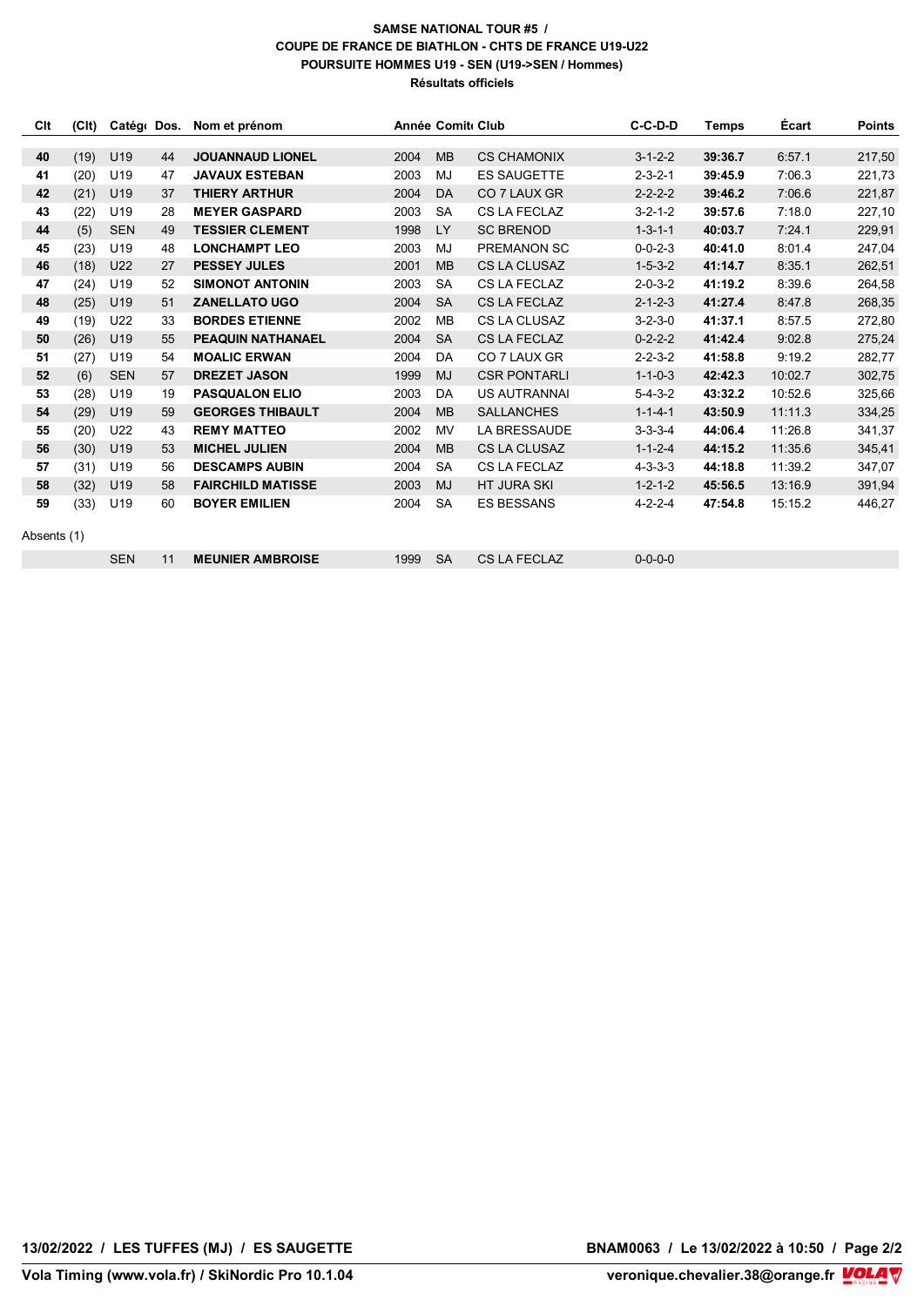**SAMSE NATIONAL TOUR #5 /**
**COUPE DE FRANCE DE BIATHLON - CHTS DE FRANCE U19-U22**
**POURSUITE HOMMES U19 - SEN (U19->SEN / Hommes)**
**Résultats officiels**

| Clt | (Clt) | Catégo | Dos. | Nom et prénom | Année | Comité | Club | C-C-D-D | Temps | Écart | Points |
|---|---|---|---|---|---|---|---|---|---|---|---|
| **40** | (19) | U19 | 44 | **JOUANNAUD LIONEL** | 2004 | MB | CS CHAMONIX | 3-1-2-2 | **39:36.7** | 6:57.1 | 217,50 |
| **41** | (20) | U19 | 47 | **JAVAUX ESTEBAN** | 2003 | MJ | ES SAUGETTE | 2-3-2-1 | **39:45.9** | 7:06.3 | 221,73 |
| **42** | (21) | U19 | 37 | **THIERY ARTHUR** | 2004 | DA | CO 7 LAUX GR | 2-2-2-2 | **39:46.2** | 7:06.6 | 221,87 |
| **43** | (22) | U19 | 28 | **MEYER GASPARD** | 2003 | SA | CS LA FECLAZ | 3-2-1-2 | **39:57.6** | 7:18.0 | 227,10 |
| **44** | (5) | SEN | 49 | **TESSIER CLEMENT** | 1998 | LY | SC BRENOD | 1-3-1-1 | **40:03.7** | 7:24.1 | 229,91 |
| **45** | (23) | U19 | 48 | **LONCHAMPT LEO** | 2003 | MJ | PREMANON SC | 0-0-2-3 | **40:41.0** | 8:01.4 | 247,04 |
| **46** | (18) | U22 | 27 | **PESSEY JULES** | 2001 | MB | CS LA CLUSAZ | 1-5-3-2 | **41:14.7** | 8:35.1 | 262,51 |
| **47** | (24) | U19 | 52 | **SIMONOT ANTONIN** | 2003 | SA | CS LA FECLAZ | 2-0-3-2 | **41:19.2** | 8:39.6 | 264,58 |
| **48** | (25) | U19 | 51 | **ZANELLATO UGO** | 2004 | SA | CS LA FECLAZ | 2-1-2-3 | **41:27.4** | 8:47.8 | 268,35 |
| **49** | (19) | U22 | 33 | **BORDES ETIENNE** | 2002 | MB | CS LA CLUSAZ | 3-2-3-0 | **41:37.1** | 8:57.5 | 272,80 |
| **50** | (26) | U19 | 55 | **PEAQUIN NATHANAEL** | 2004 | SA | CS LA FECLAZ | 0-2-2-2 | **41:42.4** | 9:02.8 | 275,24 |
| **51** | (27) | U19 | 54 | **MOALIC ERWAN** | 2004 | DA | CO 7 LAUX GR | 2-2-3-2 | **41:58.8** | 9:19.2 | 282,77 |
| **52** | (6) | SEN | 57 | **DREZET JASON** | 1999 | MJ | CSR PONTARLI | 1-1-0-3 | **42:42.3** | 10:02.7 | 302,75 |
| **53** | (28) | U19 | 19 | **PASQUALON ELIO** | 2003 | DA | US AUTRANNAI | 5-4-3-2 | **43:32.2** | 10:52.6 | 325,66 |
| **54** | (29) | U19 | 59 | **GEORGES THIBAULT** | 2004 | MB | SALLANCHES | 1-1-4-1 | **43:50.9** | 11:11.3 | 334,25 |
| **55** | (20) | U22 | 43 | **REMY MATTEO** | 2002 | MV | LA BRESSAUDE | 3-3-3-4 | **44:06.4** | 11:26.8 | 341,37 |
| **56** | (30) | U19 | 53 | **MICHEL JULIEN** | 2004 | MB | CS LA CLUSAZ | 1-1-2-4 | **44:15.2** | 11:35.6 | 345,41 |
| **57** | (31) | U19 | 56 | **DESCAMPS AUBIN** | 2004 | SA | CS LA FECLAZ | 4-3-3-3 | **44:18.8** | 11:39.2 | 347,07 |
| **58** | (32) | U19 | 58 | **FAIRCHILD MATISSE** | 2003 | MJ | HT JURA SKI | 1-2-1-2 | **45:56.5** | 13:16.9 | 391,94 |
| **59** | (33) | U19 | 60 | **BOYER EMILIEN** | 2004 | SA | ES BESSANS | 4-2-2-4 | **47:54.8** | 15:15.2 | 446,27 |

Absents (1)

| | | | | | | | | | | | |
|---|---|---|---|---|---|---|---|---|---|---|---|
| | | SEN | 11 | **MEUNIER AMBROISE** | 1999 | SA | CS LA FECLAZ | 0-0-0-0 | | | |

**13/02/2022 / LES TUFFES (MJ) / ES SAUGETTE** **BNAM0063 / Le 13/02/2022 à 10:50**

**Vola Timing (www.vola.fr) / SkiNordic Pro 10.1.04** **veronique.chevalier.38@orange.fr**